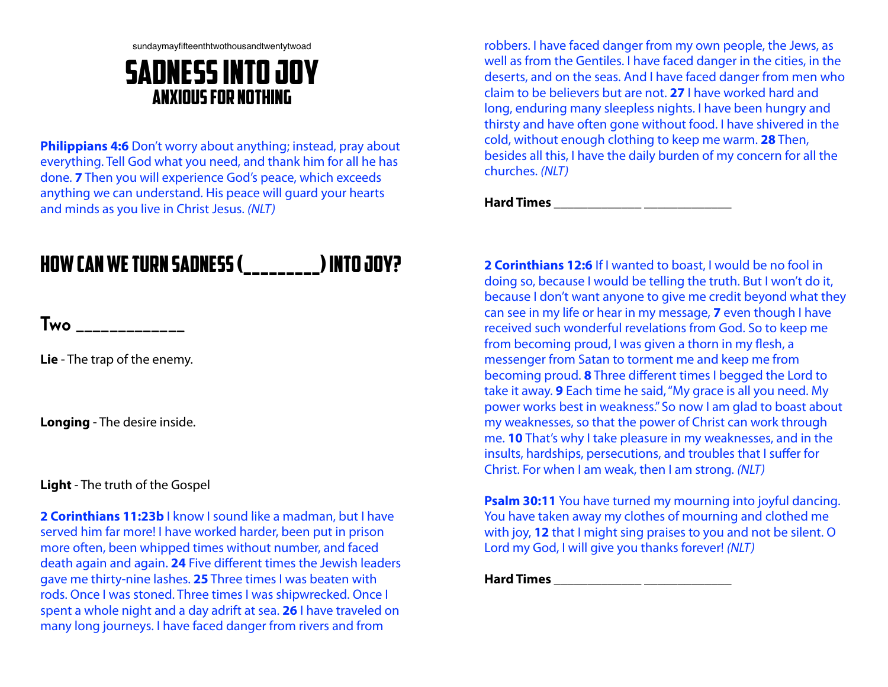sundaymayfifteenthtwothousandtwentytwoad

# SADNESS INTO JOY

## ANXIOUS FOR NOTHING

**Philippians 4:6** Don't worry about anything; instead, pray about everything. Tell God what you need, and thank him for all he has done. **7** Then you will experience God's peace, which exceeds anything we can understand. His peace will guard your hearts and minds as you live in Christ Jesus. *(NLT)*

## HOW CAN WE TURN SADNESS (________) INTO JOY?

### Two ____________

**Lie** - The trap of the enemy.

**Longing** - The desire inside.

**Light** - The truth of the Gospel

**2 Corinthians 11:23b** I know I sound like a madman, but I have served him far more! I have worked harder, been put in prison more often, been whipped times without number, and faced death again and again. **24** Five different times the Jewish leaders gave me thirty-nine lashes. **25** Three times I was beaten with rods. Once I was stoned. Three times I was shipwrecked. Once I spent a whole night and a day adrift at sea. **26** I have traveled on many long journeys. I have faced danger from rivers and from robbers. I have faced danger from my own people, the Jews, as well as from the Gentiles. I have faced danger in the cities, in the deserts, and on the seas. And I have faced danger from men who claim to be believers but are not. **27** I have worked hard and long, enduring many sleepless nights. I have been hungry and thirsty and have often gone without food. I have shivered in the cold, without enough clothing to keep me warm. **28** Then, besides all this, I have the daily burden of my concern for all the churches. *(NLT)*

**Hard Times** _____________ _____________

**2 Corinthians 12:6** If I wanted to boast, I would be no fool in doing so, because I would be telling the truth. But I won't do it, because I don't want anyone to give me credit beyond what they can see in my life or hear in my message, **7** even though I have received such wonderful revelations from God. So to keep me from becoming proud, I was given a thorn in my flesh, a messenger from Satan to torment me and keep me from becoming proud. **8** Three different times I begged the Lord to take it away. **9** Each time he said, "My grace is all you need. My power works best in weakness." So now I am glad to boast about my weaknesses, so that the power of Christ can work through me. **10** That's why I take pleasure in my weaknesses, and in the insults, hardships, persecutions, and troubles that I suffer for Christ. For when I am weak, then I am strong. *(NLT)*

**Psalm 30:11** You have turned my mourning into joyful dancing. You have taken away my clothes of mourning and clothed me with joy, **12** that I might sing praises to you and not be silent. O Lord my God, I will give you thanks forever! *(NLT)*

**Hard Times** _____________ _____________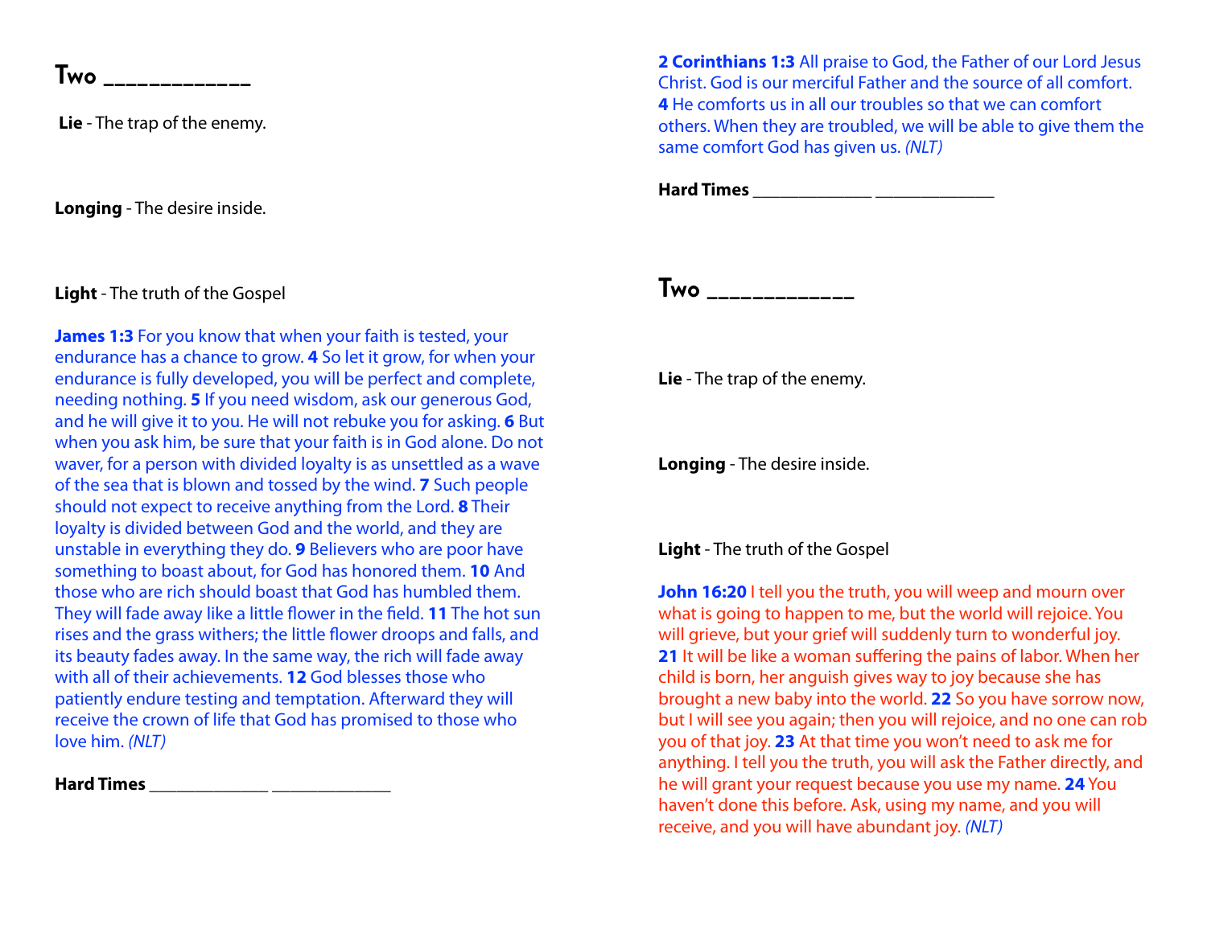## Two ___________

**Lie** - The trap of the enemy.

**Longing** - The desire inside.

**Light** - The truth of the Gospel

**James 1:3** For you know that when your faith is tested, your endurance has a chance to grow. **4** So let it grow, for when your endurance is fully developed, you will be perfect and complete, needing nothing. **5** If you need wisdom, ask our generous God, and he will give it to you. He will not rebuke you for asking. **6** But when you ask him, be sure that your faith is in God alone. Do not waver, for a person with divided loyalty is as unsettled as a wave of the sea that is blown and tossed by the wind. **7** Such people should not expect to receive anything from the Lord. **8** Their loyalty is divided between God and the world, and they are unstable in everything they do. **9** Believers who are poor have something to boast about, for God has honored them. **10** And those who are rich should boast that God has humbled them. They will fade away like a little flower in the field. **11** The hot sun rises and the grass withers; the little flower droops and falls, and its beauty fades away. In the same way, the rich will fade away with all of their achievements. **12** God blesses those who patiently endure testing and temptation. Afterward they will receive the crown of life that God has promised to those who love him. *(NLT)*

**Hard Times** _____________ _____________

**2 Corinthians 1:3** All praise to God, the Father of our Lord Jesus Christ. God is our merciful Father and the source of all comfort. **4** He comforts us in all our troubles so that we can comfort others. When they are troubled, we will be able to give them the same comfort God has given us. *(NLT)*

**Hard Times** _____________ _____________

## Two ___________

**Lie** - The trap of the enemy.

**Longing** - The desire inside.

**Light** - The truth of the Gospel

**John 16:20** I tell you the truth, you will weep and mourn over what is going to happen to me, but the world will rejoice. You will grieve, but your grief will suddenly turn to wonderful joy. **21** It will be like a woman suffering the pains of labor. When her child is born, her anguish gives way to joy because she has brought a new baby into the world. **22** So you have sorrow now, but I will see you again; then you will rejoice, and no one can rob you of that joy. **23** At that time you won't need to ask me for anything. I tell you the truth, you will ask the Father directly, and he will grant your request because you use my name. **24** You haven't done this before. Ask, using my name, and you will receive, and you will have abundant joy. *(NLT)*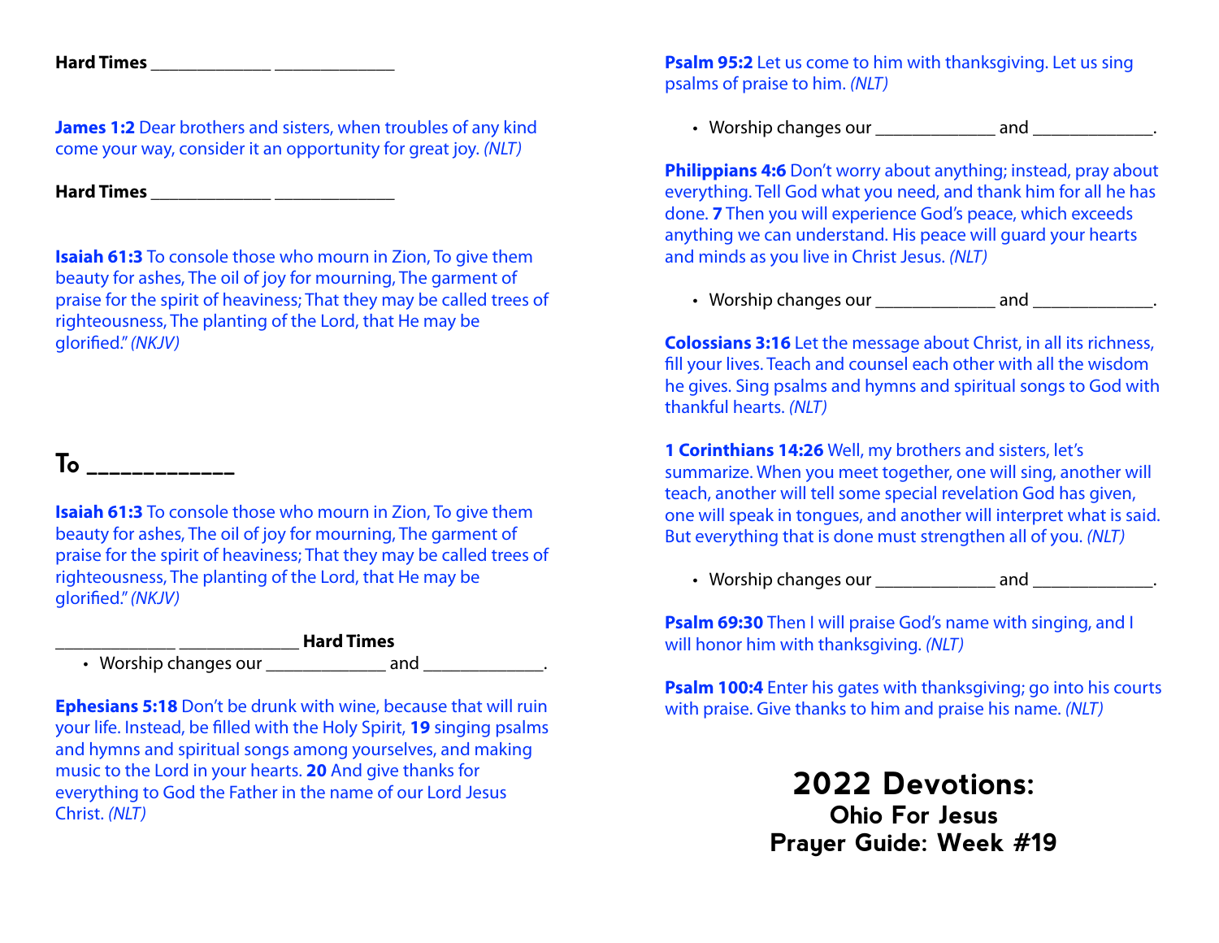**Hard Times** _____________ _____________

**James 1:2** Dear brothers and sisters, when troubles of any kind come your way, consider it an opportunity for great joy. *(NLT)*

**Hard Times** _____________ _____________

**Isaiah 61:3** To console those who mourn in Zion, To give them beauty for ashes, The oil of joy for mourning, The garment of praise for the spirit of heaviness; That they may be called trees of righteousness, The planting of the Lord, that He may be glorified." *(NKJV)*

## To ___________

**Isaiah 61:3** To console those who mourn in Zion, To give them beauty for ashes, The oil of joy for mourning, The garment of praise for the spirit of heaviness; That they may be called trees of righteousness, The planting of the Lord, that He may be glorified." *(NKJV)*

_____________ _____________ **Hard Times**

- Worship changes our _____________ and _____________.

**Ephesians 5:18** Don't be drunk with wine, because that will ruin your life. Instead, be filled with the Holy Spirit, **19** singing psalms and hymns and spiritual songs among yourselves, and making music to the Lord in your hearts. **20** And give thanks for everything to God the Father in the name of our Lord Jesus Christ. *(NLT)*

**Psalm 95:2** Let us come to him with thanksgiving. Let us sing psalms of praise to him. *(NLT)*

- Worship changes our _____________ and _____________.

**Philippians 4:6** Don't worry about anything; instead, pray about everything. Tell God what you need, and thank him for all he has done. **7** Then you will experience God's peace, which exceeds anything we can understand. His peace will guard your hearts and minds as you live in Christ Jesus. *(NLT)*

- Worship changes our _____________ and _____________.

**Colossians 3:16** Let the message about Christ, in all its richness, fill your lives. Teach and counsel each other with all the wisdom he gives. Sing psalms and hymns and spiritual songs to God with thankful hearts. *(NLT)*

**1 Corinthians 14:26** Well, my brothers and sisters, let's summarize. When you meet together, one will sing, another will teach, another will tell some special revelation God has given, one will speak in tongues, and another will interpret what is said. But everything that is done must strengthen all of you. *(NLT)*

- Worship changes our _____________ and _____________.

**Psalm 69:30** Then I will praise God's name with singing, and I will honor him with thanksgiving. *(NLT)*

**Psalm 100:4** Enter his gates with thanksgiving; go into his courts with praise. Give thanks to him and praise his name. *(NLT)*

# 2022 Devotions:
## Ohio For Jesus
## Prayer Guide: Week #19